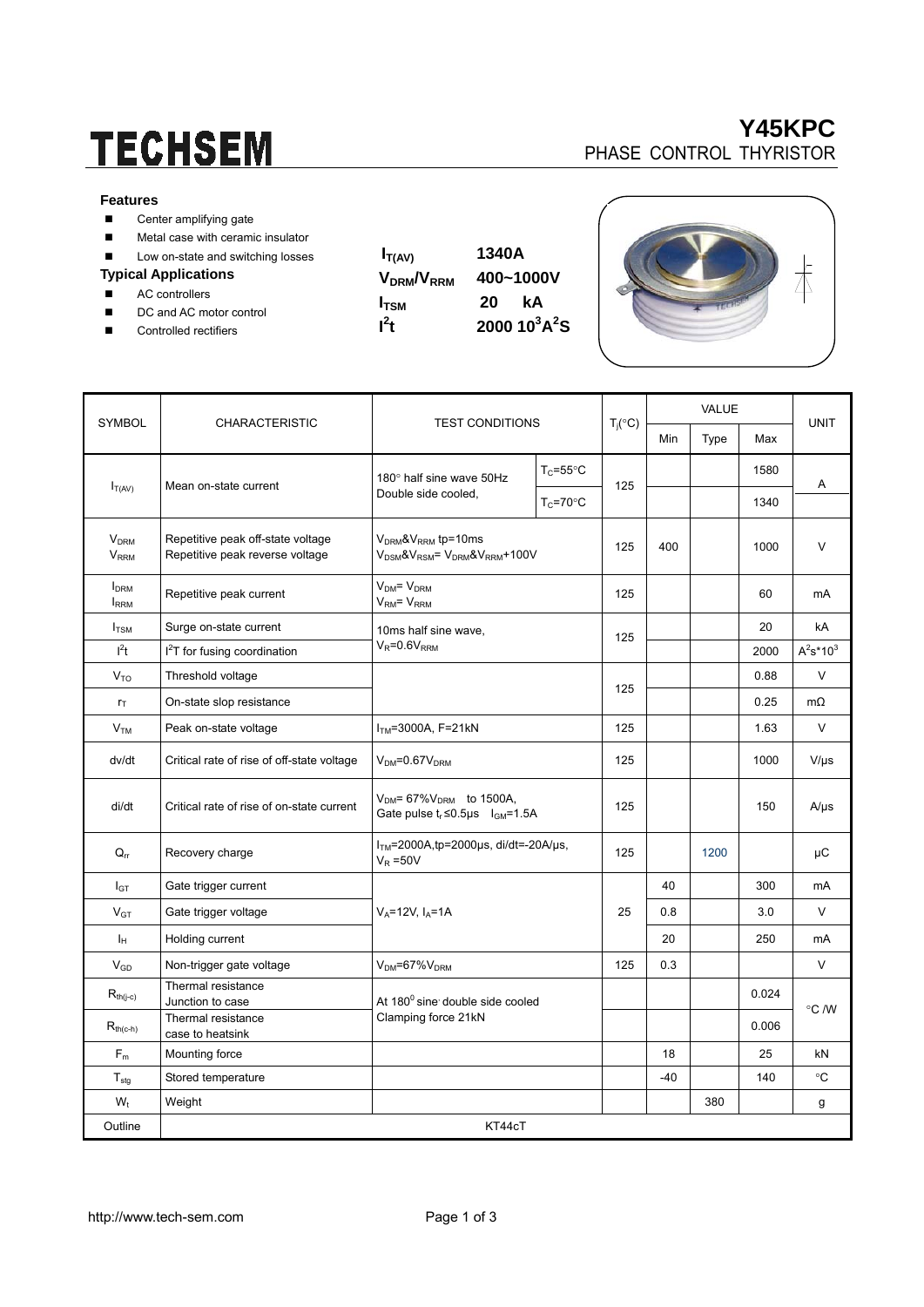# TECHSEM

## Y45KPC

PHASE CONTROL THYRISTOR

### Features

- Center amplifying gate
- Metal case with ceramic insulator
- Low on-state and switching losses

### Typical Applications

- AC controllers
- DC and AC motor control
- Controlled rectifiers

| | |
|---|---|
| $I_{T(AV)}$ | 1340A |
| $V_{DRM}/V_{RRM}$ | 400~1000V |
| $I_{TSM}$ | 20 kA |
| $I^2t$ | 2000 $10^3A^2S$ |

| SYMBOL | CHARACTERISTIC | TEST CONDITIONS | | $T_j$(°C) | VALUE | | | UNIT |
|---|---|---|---|---|---|---|---|---|
| | | | | | Min | Type | Max | |
| $I_{T(AV)}$ | Mean on-state current | 180° half sine wave 50Hz Double side cooled, | $T_C$=55°C | 125 | | | 1580 | A |
| | | | $T_C$=70°C | | | | 1340 | |
| $V_{DRM}$ $V_{RRM}$ | Repetitive peak off-state voltage Repetitive peak reverse voltage | $V_{DRM}$&$V_{RRM}$ tp=10ms $V_{DSM}$&$V_{RSM}$= $V_{DRM}$&$V_{RRM}$+100V | | 125 | 400 | | 1000 | V |
| $I_{DRM}$ $I_{RRM}$ | Repetitive peak current | $V_{DM}$= $V_{DRM}$ $V_{RM}$= $V_{RRM}$ | | 125 | | | 60 | mA |
| $I_{TSM}$ | Surge on-state current | 10ms half sine wave, $V_R$=0.6$V_{RRM}$ | | 125 | | | 20 | kA |
| $I^2t$ | $I^2T$ for fusing coordination | | | | | | 2000 | $A^2s*10^3$ |
| $V_{TO}$ | Threshold voltage | | | 125 | | | 0.88 | V |
| $r_T$ | On-state slop resistance | | | | | | 0.25 | mΩ |
| $V_{TM}$ | Peak on-state voltage | $I_{TM}$=3000A, F=21kN | | 125 | | | 1.63 | V |
| dv/dt | Critical rate of rise of off-state voltage | $V_{DM}$=0.67$V_{DRM}$ | | 125 | | | 1000 | V/μs |
| di/dt | Critical rate of rise of on-state current | $V_{DM}$= 67%$V_{DRM}$ to 1500A, Gate pulse $t_r$≤0.5μs $I_{GM}$=1.5A | | 125 | | | 150 | A/μs |
| $Q_{rr}$ | Recovery charge | $I_{TM}$=2000A,tp=2000μs, di/dt=-20A/μs, $V_R$ =50V | | 125 | | 1200 | | μC |
| $I_{GT}$ | Gate trigger current | $V_A$=12V, $I_A$=1A | | 25 | 40 | | 300 | mA |
| $V_{GT}$ | Gate trigger voltage | | | | 0.8 | | 3.0 | V |
| $I_H$ | Holding current | | | | 20 | | 250 | mA |
| $V_{GD}$ | Non-trigger gate voltage | $V_{DM}$=67%$V_{DRM}$ | | 125 | 0.3 | | | V |
| $R_{th(j-c)}$ | Thermal resistance Junction to case | At 180° sine double side cooled Clamping force 21kN | | | | | 0.024 | °C /W |
| $R_{th(c-h)}$ | Thermal resistance case to heatsink | | | | | | 0.006 | |
| $F_m$ | Mounting force | | | | 18 | | 25 | kN |
| $T_{stg}$ | Stored temperature | | | | -40 | | 140 | °C |
| $W_t$ | Weight | | | | | 380 | | g |
| Outline | KT44cT | | | | | | | |

http://www.tech-sem.com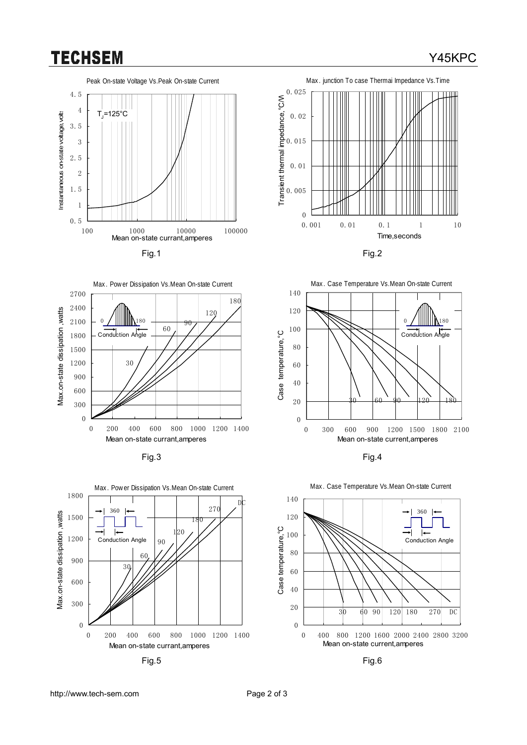Peak On-state Voltage Vs.Peak On-state Current

$T_J$=125°C

Instantaneous on-state voltage,volts

Mean on-state currant,amperes

Fig.1

Max. junction To case Thermai Impedance Vs.Time

Transient thermal impedance, °C/W

Time,seconds

Fig.2

Max. Power Dissipation Vs.Mean On-state Current

Conduction Angle

Max.on-state dissipation ,watts

Mean on-state currant,amperes

Fig.3

Max. Case Temperature Vs.Mean On-state Current

Conduction Angle

Case temperature,°C

Mean on-state currant,amperes

Fig.4

Max. Power Dissipation Vs.Mean On-state Current

Conduction Angle

Max.on-state dissipation ,watts

Mean on-state currant,amperes

Fig.5

Max. Case Temperature Vs.Mean On-state Current

Conduction Angle

Case temperature,°C

Mean on-state currant,amperes

Fig.6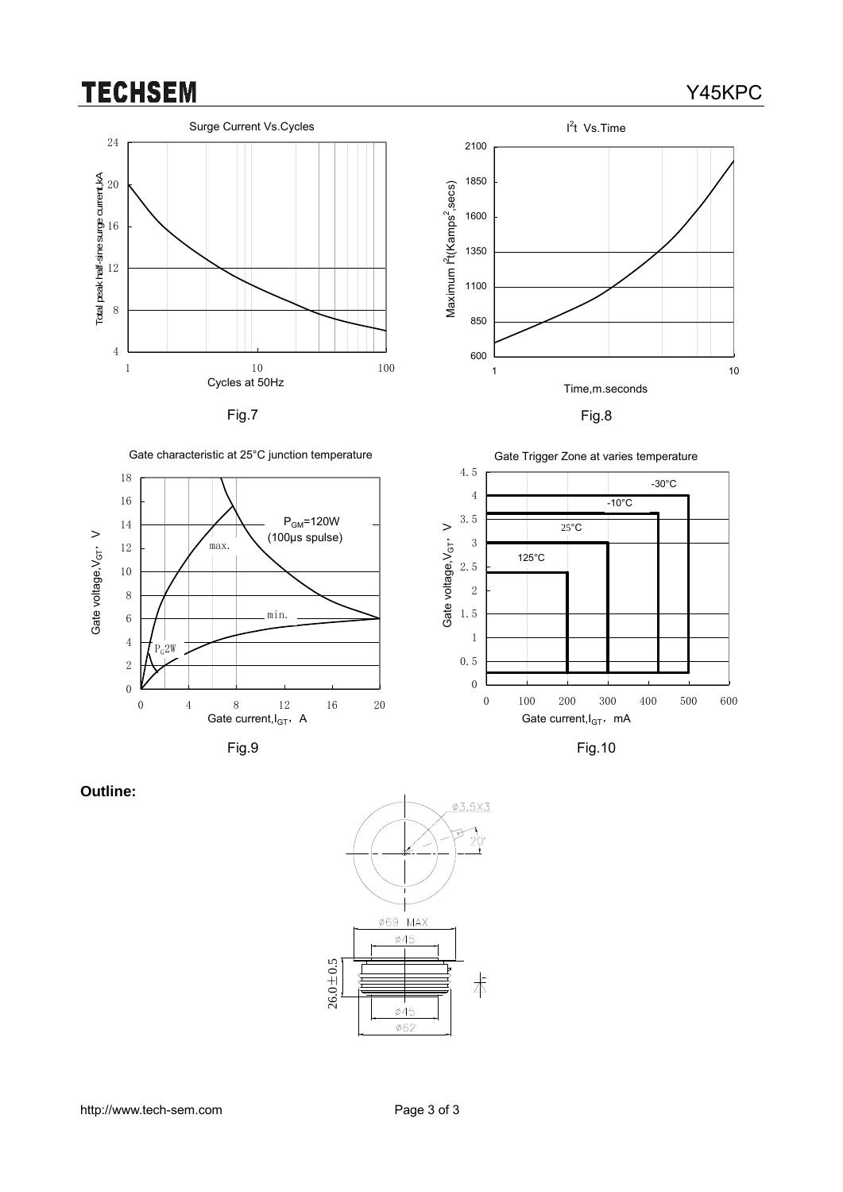Surge Current Vs.Cycles

Total peak half-sine surge current,kA

24
20
16
12
8
4

1
10
100

Cycles at 50Hz

Fig.7

$I^2t$ Vs.Time

Maximum $I^2t$(Kamps$^2$,secs)

2100
1850
1600
1350
1100
850
600

1
10

Time,m.seconds

Fig.8

Gate characteristic at 25°C junction temperature

Gate voltage,$V_{GT}$, V

18
16
14
12
10
8
6
4
2
0

0
4
8
12
16
20

Gate current,$I_{GT}$, A

$P_{GM}$=120W
(100μs spulse)

max.

min.

$P_G$2W

Fig.9

Gate Trigger Zone at varies temperature

Gate voltage,$V_{GT}$, V

4.5
4
3.5
3
2.5
2
1.5
1
0.5
0

0
100
200
300
400
500
600

Gate current,$I_{GT}$, mA

-30°C
-10°C
25°C
125°C

Fig.10

**Outline:**

ø3.5X3

20°

ø69 MAX

ø45

26.0±0.5

ø45

ø62